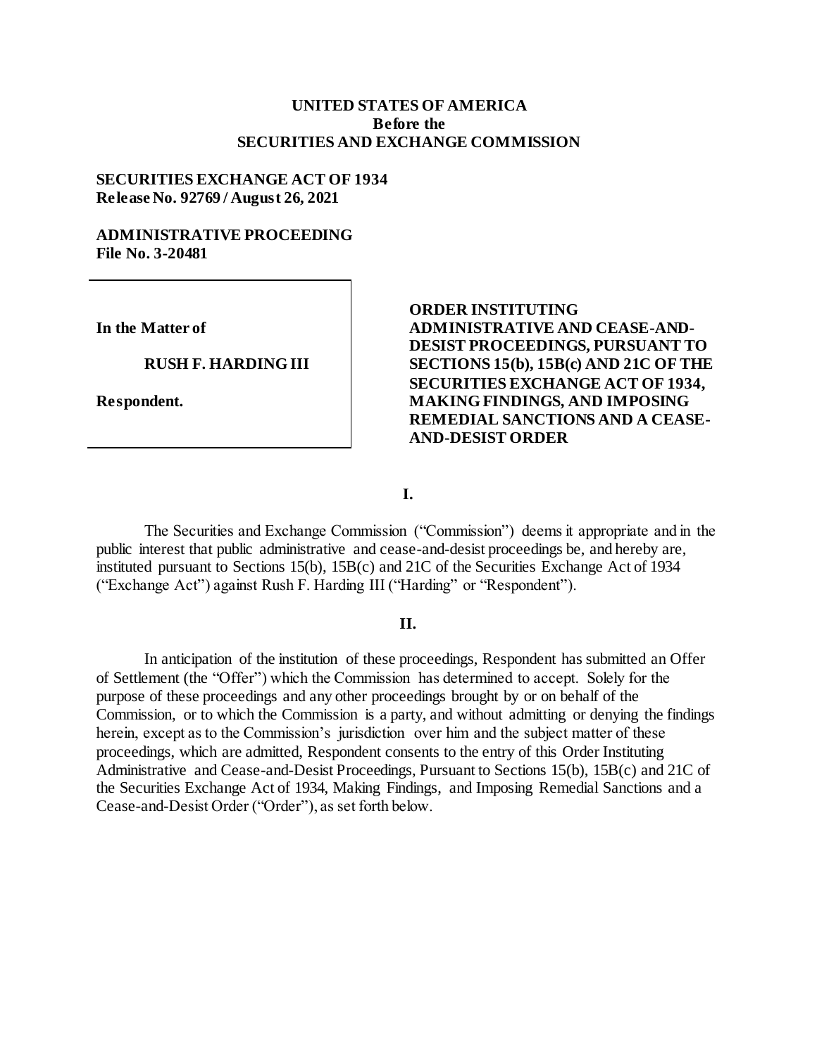**UNITED STATES OF AMERICA**
**Before the**
**SECURITIES AND EXCHANGE COMMISSION**

**SECURITIES EXCHANGE ACT OF 1934**
**Release No. 92769 / August 26, 2021**

**ADMINISTRATIVE PROCEEDING**
**File No. 3-20481**

**In the Matter of**

**RUSH F. HARDING III**

**Respondent.**

**ORDER INSTITUTING ADMINISTRATIVE AND CEASE-AND-DESIST PROCEEDINGS, PURSUANT TO SECTIONS 15(b), 15B(c) AND 21C OF THE SECURITIES EXCHANGE ACT OF 1934, MAKING FINDINGS, AND IMPOSING REMEDIAL SANCTIONS AND A CEASE-AND-DESIST ORDER**

**I.**

The Securities and Exchange Commission ("Commission") deems it appropriate and in the public interest that public administrative and cease-and-desist proceedings be, and hereby are, instituted pursuant to Sections 15(b), 15B(c) and 21C of the Securities Exchange Act of 1934 ("Exchange Act") against Rush F. Harding III ("Harding" or "Respondent").

**II.**

In anticipation of the institution of these proceedings, Respondent has submitted an Offer of Settlement (the "Offer") which the Commission has determined to accept. Solely for the purpose of these proceedings and any other proceedings brought by or on behalf of the Commission, or to which the Commission is a party, and without admitting or denying the findings herein, except as to the Commission's jurisdiction over him and the subject matter of these proceedings, which are admitted, Respondent consents to the entry of this Order Instituting Administrative and Cease-and-Desist Proceedings, Pursuant to Sections 15(b), 15B(c) and 21C of the Securities Exchange Act of 1934, Making Findings, and Imposing Remedial Sanctions and a Cease-and-Desist Order ("Order"), as set forth below.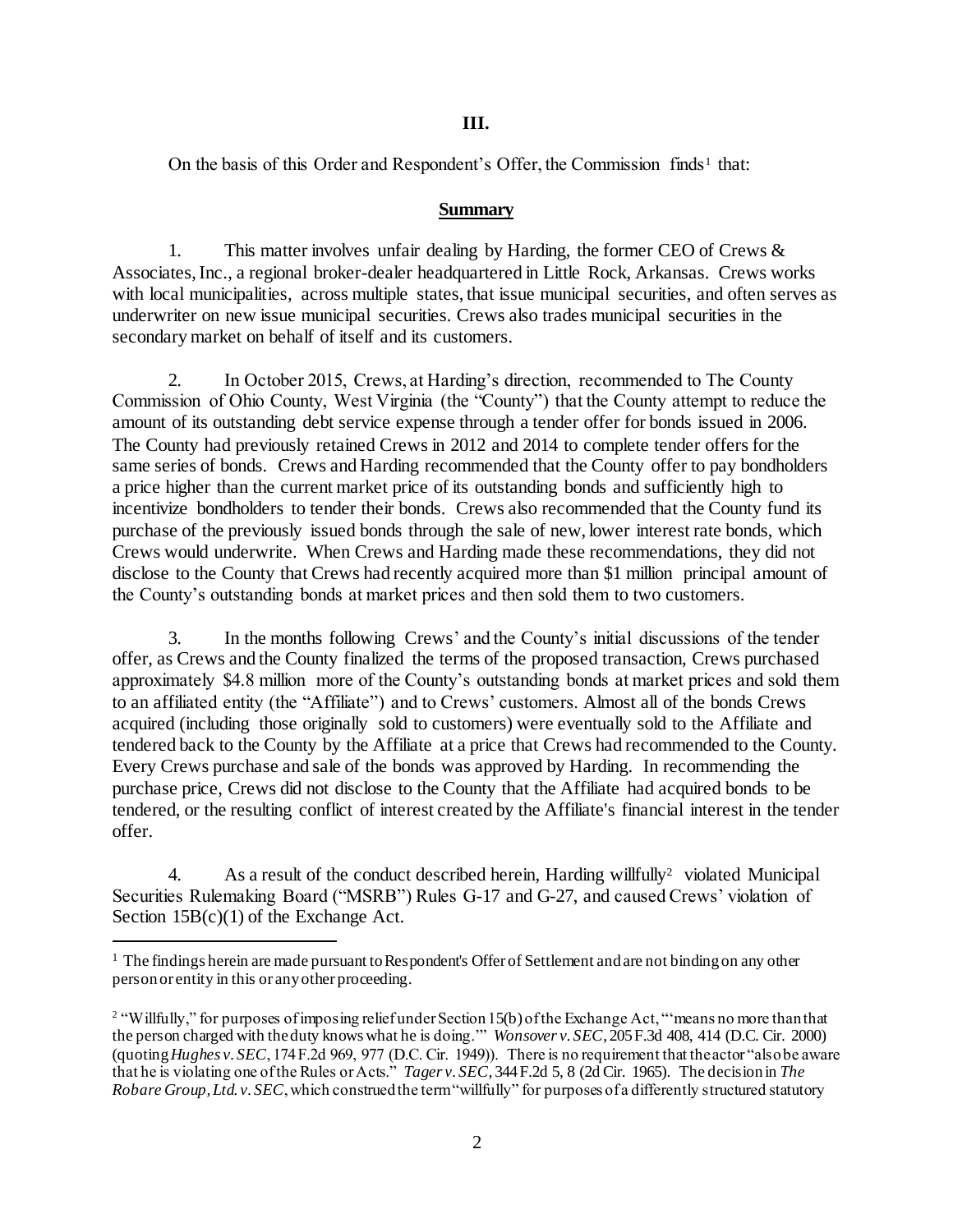## III.

On the basis of this Order and Respondent's Offer, the Commission finds[1] that:

### Summary

1. This matter involves unfair dealing by Harding, the former CEO of Crews & Associates, Inc., a regional broker-dealer headquartered in Little Rock, Arkansas. Crews works with local municipalities, across multiple states, that issue municipal securities, and often serves as underwriter on new issue municipal securities. Crews also trades municipal securities in the secondary market on behalf of itself and its customers.

2. In October 2015, Crews, at Harding's direction, recommended to The County Commission of Ohio County, West Virginia (the "County") that the County attempt to reduce the amount of its outstanding debt service expense through a tender offer for bonds issued in 2006. The County had previously retained Crews in 2012 and 2014 to complete tender offers for the same series of bonds. Crews and Harding recommended that the County offer to pay bondholders a price higher than the current market price of its outstanding bonds and sufficiently high to incentivize bondholders to tender their bonds. Crews also recommended that the County fund its purchase of the previously issued bonds through the sale of new, lower interest rate bonds, which Crews would underwrite. When Crews and Harding made these recommendations, they did not disclose to the County that Crews had recently acquired more than $1 million principal amount of the County's outstanding bonds at market prices and then sold them to two customers.

3. In the months following Crews' and the County's initial discussions of the tender offer, as Crews and the County finalized the terms of the proposed transaction, Crews purchased approximately $4.8 million more of the County's outstanding bonds at market prices and sold them to an affiliated entity (the "Affiliate") and to Crews' customers. Almost all of the bonds Crews acquired (including those originally sold to customers) were eventually sold to the Affiliate and tendered back to the County by the Affiliate at a price that Crews had recommended to the County. Every Crews purchase and sale of the bonds was approved by Harding. In recommending the purchase price, Crews did not disclose to the County that the Affiliate had acquired bonds to be tendered, or the resulting conflict of interest created by the Affiliate's financial interest in the tender offer.

4. As a result of the conduct described herein, Harding willfully[2] violated Municipal Securities Rulemaking Board ("MSRB") Rules G-17 and G-27, and caused Crews' violation of Section 15B(c)(1) of the Exchange Act.

---

[1] The findings herein are made pursuant to Respondent's Offer of Settlement and are not binding on any other person or entity in this or any other proceeding.

[2] "Willfully," for purposes of imposing relief under Section 15(b) of the Exchange Act, "'means no more than that the person charged with the duty knows what he is doing.'" *Wonsover v. SEC*, 205 F.3d 408, 414 (D.C. Cir. 2000) (quoting *Hughes v. SEC*, 174 F.2d 969, 977 (D.C. Cir. 1949)). There is no requirement that the actor "also be aware that he is violating one of the Rules or Acts." *Tager v. SEC*, 344 F.2d 5, 8 (2d Cir. 1965). The decision in *The Robare Group, Ltd. v. SEC*, which construed the term "willfully" for purposes of a differently structured statutory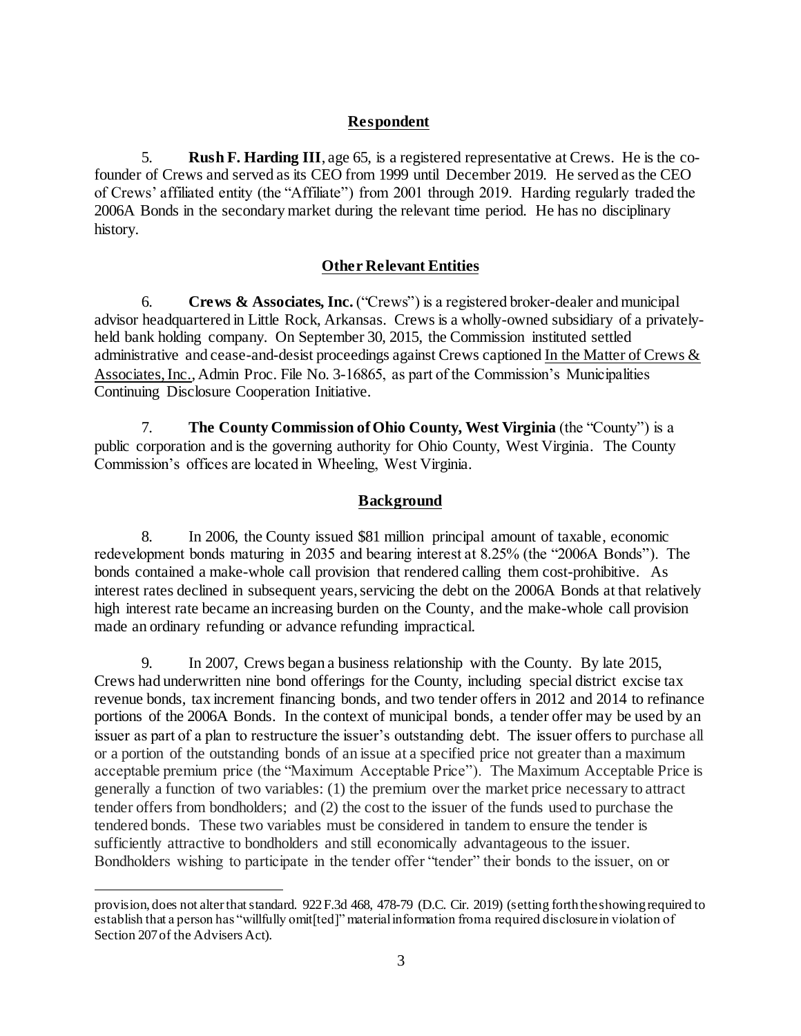## Respondent

5. **Rush F. Harding III**, age 65, is a registered representative at Crews. He is the co-founder of Crews and served as its CEO from 1999 until December 2019. He served as the CEO of Crews' affiliated entity (the "Affiliate") from 2001 through 2019. Harding regularly traded the 2006A Bonds in the secondary market during the relevant time period. He has no disciplinary history.

## Other Relevant Entities

6. **Crews & Associates, Inc.** ("Crews") is a registered broker-dealer and municipal advisor headquartered in Little Rock, Arkansas. Crews is a wholly-owned subsidiary of a privately-held bank holding company. On September 30, 2015, the Commission instituted settled administrative and cease-and-desist proceedings against Crews captioned In the Matter of Crews & Associates, Inc., Admin Proc. File No. 3-16865, as part of the Commission's Municipalities Continuing Disclosure Cooperation Initiative.

7. **The County Commission of Ohio County, West Virginia** (the "County") is a public corporation and is the governing authority for Ohio County, West Virginia. The County Commission's offices are located in Wheeling, West Virginia.

## Background

8. In 2006, the County issued $81 million principal amount of taxable, economic redevelopment bonds maturing in 2035 and bearing interest at 8.25% (the "2006A Bonds"). The bonds contained a make-whole call provision that rendered calling them cost-prohibitive. As interest rates declined in subsequent years, servicing the debt on the 2006A Bonds at that relatively high interest rate became an increasing burden on the County, and the make-whole call provision made an ordinary refunding or advance refunding impractical.

9. In 2007, Crews began a business relationship with the County. By late 2015, Crews had underwritten nine bond offerings for the County, including special district excise tax revenue bonds, tax increment financing bonds, and two tender offers in 2012 and 2014 to refinance portions of the 2006A Bonds. In the context of municipal bonds, a tender offer may be used by an issuer as part of a plan to restructure the issuer's outstanding debt. The issuer offers to purchase all or a portion of the outstanding bonds of an issue at a specified price not greater than a maximum acceptable premium price (the "Maximum Acceptable Price"). The Maximum Acceptable Price is generally a function of two variables: (1) the premium over the market price necessary to attract tender offers from bondholders; and (2) the cost to the issuer of the funds used to purchase the tendered bonds. These two variables must be considered in tandem to ensure the tender is sufficiently attractive to bondholders and still economically advantageous to the issuer. Bondholders wishing to participate in the tender offer "tender" their bonds to the issuer, on or

---

provision, does not alter that standard. 922 F.3d 468, 478-79 (D.C. Cir. 2019) (setting forth the showing required to establish that a person has "willfully omit[ted]" material information from a required disclosure in violation of Section 207 of the Advisers Act).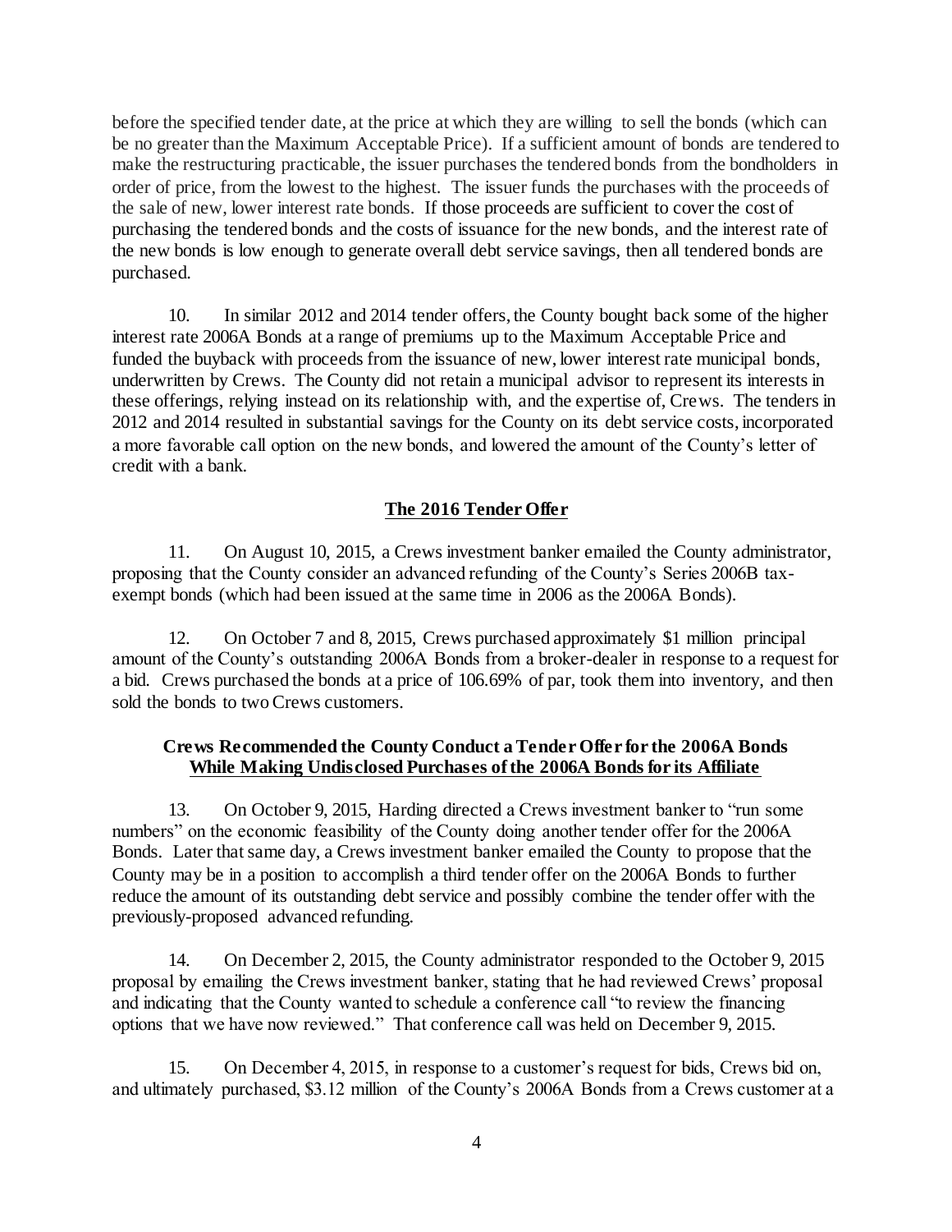before the specified tender date, at the price at which they are willing to sell the bonds (which can be no greater than the Maximum Acceptable Price). If a sufficient amount of bonds are tendered to make the restructuring practicable, the issuer purchases the tendered bonds from the bondholders in order of price, from the lowest to the highest. The issuer funds the purchases with the proceeds of the sale of new, lower interest rate bonds. If those proceeds are sufficient to cover the cost of purchasing the tendered bonds and the costs of issuance for the new bonds, and the interest rate of the new bonds is low enough to generate overall debt service savings, then all tendered bonds are purchased.

10. In similar 2012 and 2014 tender offers, the County bought back some of the higher interest rate 2006A Bonds at a range of premiums up to the Maximum Acceptable Price and funded the buyback with proceeds from the issuance of new, lower interest rate municipal bonds, underwritten by Crews. The County did not retain a municipal advisor to represent its interests in these offerings, relying instead on its relationship with, and the expertise of, Crews. The tenders in 2012 and 2014 resulted in substantial savings for the County on its debt service costs, incorporated a more favorable call option on the new bonds, and lowered the amount of the County's letter of credit with a bank.

## The 2016 Tender Offer

11. On August 10, 2015, a Crews investment banker emailed the County administrator, proposing that the County consider an advanced refunding of the County's Series 2006B tax-exempt bonds (which had been issued at the same time in 2006 as the 2006A Bonds).

12. On October 7 and 8, 2015, Crews purchased approximately $1 million principal amount of the County's outstanding 2006A Bonds from a broker-dealer in response to a request for a bid. Crews purchased the bonds at a price of 106.69% of par, took them into inventory, and then sold the bonds to two Crews customers.

### Crews Recommended the County Conduct a Tender Offer for the 2006A Bonds While Making Undisclosed Purchases of the 2006A Bonds for its Affiliate

13. On October 9, 2015, Harding directed a Crews investment banker to "run some numbers" on the economic feasibility of the County doing another tender offer for the 2006A Bonds. Later that same day, a Crews investment banker emailed the County to propose that the County may be in a position to accomplish a third tender offer on the 2006A Bonds to further reduce the amount of its outstanding debt service and possibly combine the tender offer with the previously-proposed advanced refunding.

14. On December 2, 2015, the County administrator responded to the October 9, 2015 proposal by emailing the Crews investment banker, stating that he had reviewed Crews' proposal and indicating that the County wanted to schedule a conference call "to review the financing options that we have now reviewed." That conference call was held on December 9, 2015.

15. On December 4, 2015, in response to a customer's request for bids, Crews bid on, and ultimately purchased, $3.12 million of the County's 2006A Bonds from a Crews customer at a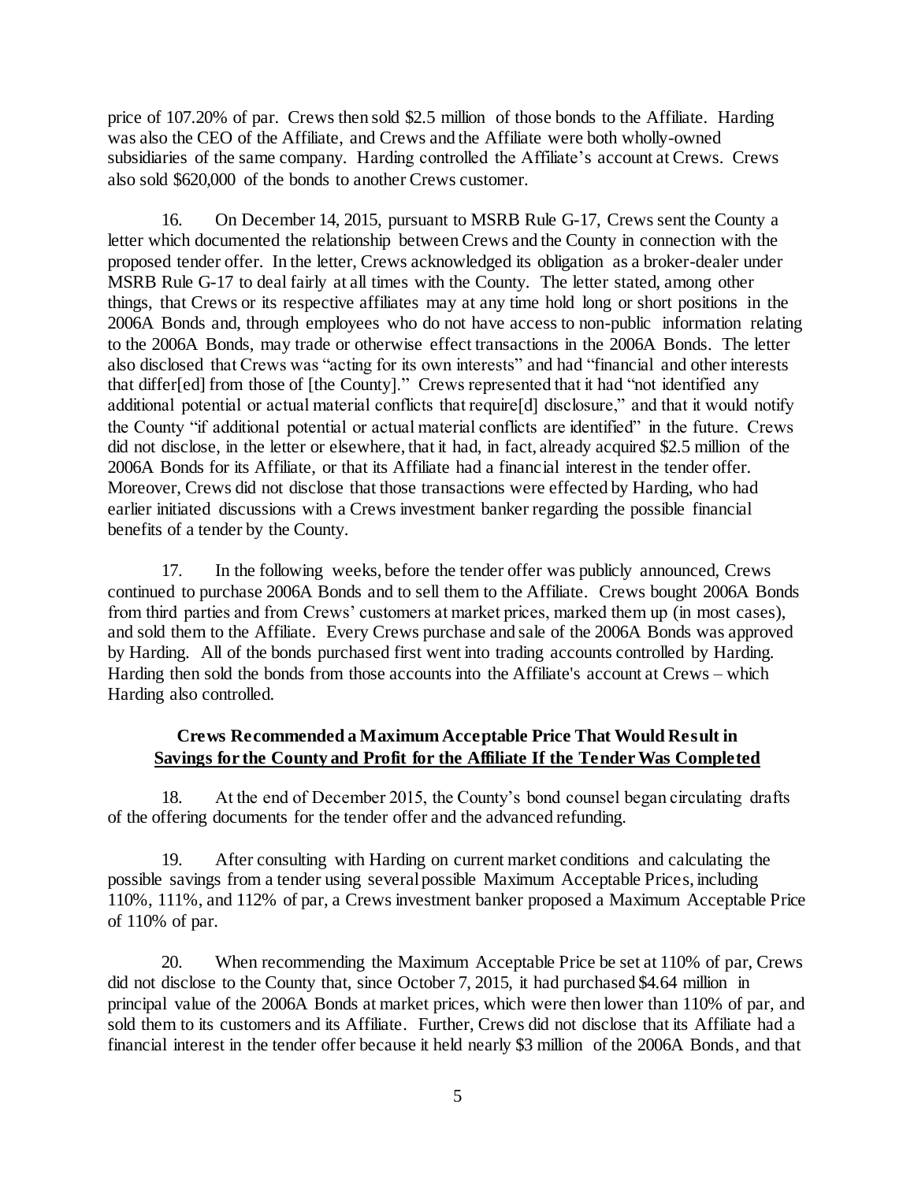price of 107.20% of par. Crews then sold $2.5 million of those bonds to the Affiliate. Harding was also the CEO of the Affiliate, and Crews and the Affiliate were both wholly-owned subsidiaries of the same company. Harding controlled the Affiliate's account at Crews. Crews also sold $620,000 of the bonds to another Crews customer.

16. On December 14, 2015, pursuant to MSRB Rule G-17, Crews sent the County a letter which documented the relationship between Crews and the County in connection with the proposed tender offer. In the letter, Crews acknowledged its obligation as a broker-dealer under MSRB Rule G-17 to deal fairly at all times with the County. The letter stated, among other things, that Crews or its respective affiliates may at any time hold long or short positions in the 2006A Bonds and, through employees who do not have access to non-public information relating to the 2006A Bonds, may trade or otherwise effect transactions in the 2006A Bonds. The letter also disclosed that Crews was "acting for its own interests" and had "financial and other interests that differ[ed] from those of [the County]." Crews represented that it had "not identified any additional potential or actual material conflicts that require[d] disclosure," and that it would notify the County "if additional potential or actual material conflicts are identified" in the future. Crews did not disclose, in the letter or elsewhere, that it had, in fact, already acquired $2.5 million of the 2006A Bonds for its Affiliate, or that its Affiliate had a financial interest in the tender offer. Moreover, Crews did not disclose that those transactions were effected by Harding, who had earlier initiated discussions with a Crews investment banker regarding the possible financial benefits of a tender by the County.

17. In the following weeks, before the tender offer was publicly announced, Crews continued to purchase 2006A Bonds and to sell them to the Affiliate. Crews bought 2006A Bonds from third parties and from Crews' customers at market prices, marked them up (in most cases), and sold them to the Affiliate. Every Crews purchase and sale of the 2006A Bonds was approved by Harding. All of the bonds purchased first went into trading accounts controlled by Harding. Harding then sold the bonds from those accounts into the Affiliate's account at Crews – which Harding also controlled.

**Crews Recommended a Maximum Acceptable Price That Would Result in <u>Savings for the County and Profit for the Affiliate If the Tender Was Completed</u>**

18. At the end of December 2015, the County's bond counsel began circulating drafts of the offering documents for the tender offer and the advanced refunding.

19. After consulting with Harding on current market conditions and calculating the possible savings from a tender using several possible Maximum Acceptable Prices, including 110%, 111%, and 112% of par, a Crews investment banker proposed a Maximum Acceptable Price of 110% of par.

20. When recommending the Maximum Acceptable Price be set at 110% of par, Crews did not disclose to the County that, since October 7, 2015, it had purchased $4.64 million in principal value of the 2006A Bonds at market prices, which were then lower than 110% of par, and sold them to its customers and its Affiliate. Further, Crews did not disclose that its Affiliate had a financial interest in the tender offer because it held nearly $3 million of the 2006A Bonds, and that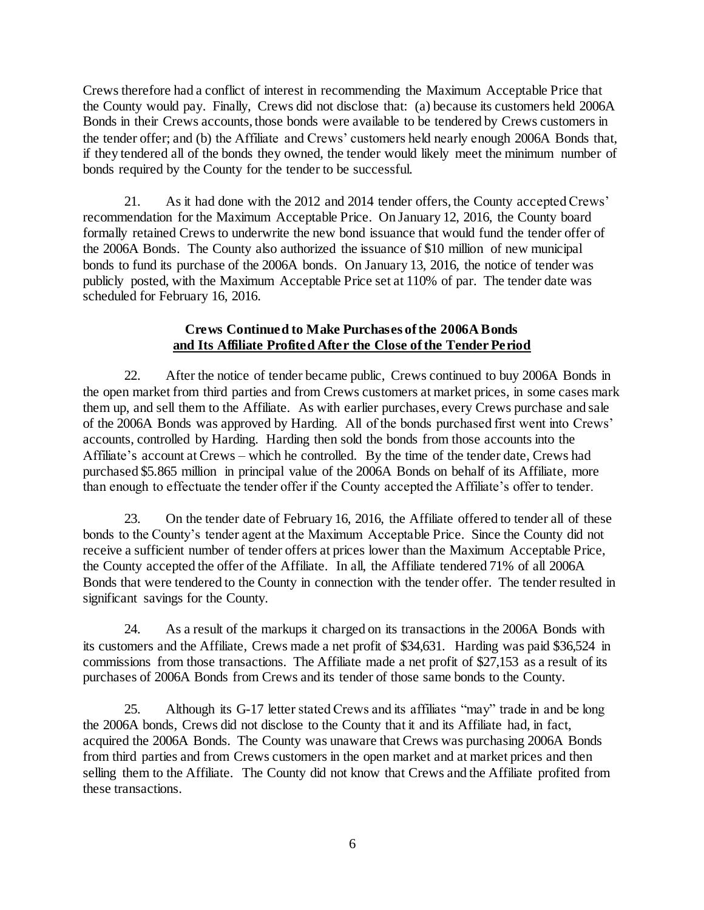Crews therefore had a conflict of interest in recommending the Maximum Acceptable Price that the County would pay. Finally, Crews did not disclose that: (a) because its customers held 2006A Bonds in their Crews accounts, those bonds were available to be tendered by Crews customers in the tender offer; and (b) the Affiliate and Crews' customers held nearly enough 2006A Bonds that, if they tendered all of the bonds they owned, the tender would likely meet the minimum number of bonds required by the County for the tender to be successful.

21. As it had done with the 2012 and 2014 tender offers, the County accepted Crews' recommendation for the Maximum Acceptable Price. On January 12, 2016, the County board formally retained Crews to underwrite the new bond issuance that would fund the tender offer of the 2006A Bonds. The County also authorized the issuance of $10 million of new municipal bonds to fund its purchase of the 2006A bonds. On January 13, 2016, the notice of tender was publicly posted, with the Maximum Acceptable Price set at 110% of par. The tender date was scheduled for February 16, 2016.

**<u>Crews Continued to Make Purchases of the 2006A Bonds and Its Affiliate Profited After the Close of the Tender Period</u>**

22. After the notice of tender became public, Crews continued to buy 2006A Bonds in the open market from third parties and from Crews customers at market prices, in some cases mark them up, and sell them to the Affiliate. As with earlier purchases, every Crews purchase and sale of the 2006A Bonds was approved by Harding. All of the bonds purchased first went into Crews' accounts, controlled by Harding. Harding then sold the bonds from those accounts into the Affiliate's account at Crews – which he controlled. By the time of the tender date, Crews had purchased $5.865 million in principal value of the 2006A Bonds on behalf of its Affiliate, more than enough to effectuate the tender offer if the County accepted the Affiliate's offer to tender.

23. On the tender date of February 16, 2016, the Affiliate offered to tender all of these bonds to the County's tender agent at the Maximum Acceptable Price. Since the County did not receive a sufficient number of tender offers at prices lower than the Maximum Acceptable Price, the County accepted the offer of the Affiliate. In all, the Affiliate tendered 71% of all 2006A Bonds that were tendered to the County in connection with the tender offer. The tender resulted in significant savings for the County.

24. As a result of the markups it charged on its transactions in the 2006A Bonds with its customers and the Affiliate, Crews made a net profit of $34,631. Harding was paid $36,524 in commissions from those transactions. The Affiliate made a net profit of $27,153 as a result of its purchases of 2006A Bonds from Crews and its tender of those same bonds to the County.

25. Although its G-17 letter stated Crews and its affiliates "may" trade in and be long the 2006A bonds, Crews did not disclose to the County that it and its Affiliate had, in fact, acquired the 2006A Bonds. The County was unaware that Crews was purchasing 2006A Bonds from third parties and from Crews customers in the open market and at market prices and then selling them to the Affiliate. The County did not know that Crews and the Affiliate profited from these transactions.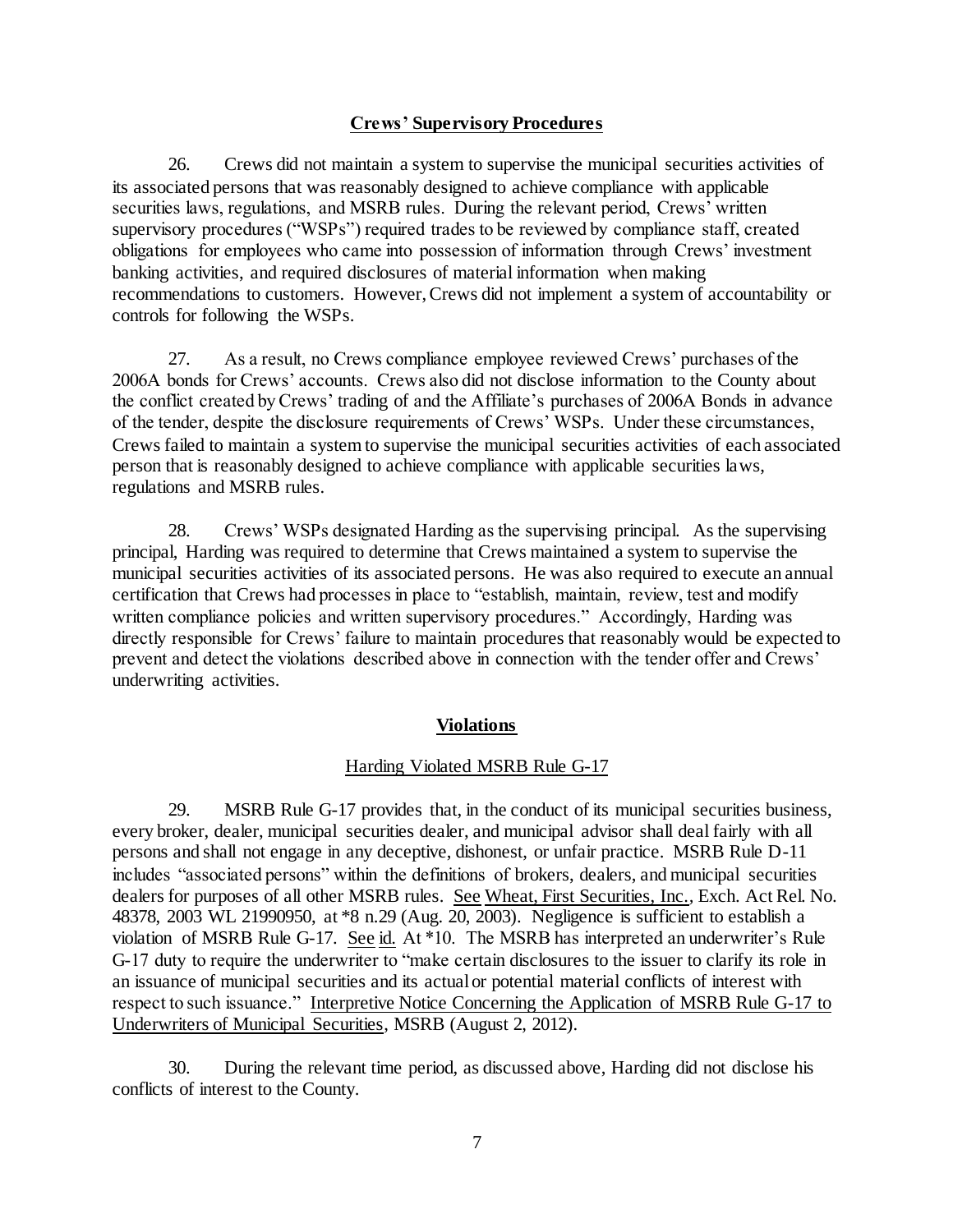**Crews' Supervisory Procedures**

26. Crews did not maintain a system to supervise the municipal securities activities of its associated persons that was reasonably designed to achieve compliance with applicable securities laws, regulations, and MSRB rules. During the relevant period, Crews' written supervisory procedures ("WSPs") required trades to be reviewed by compliance staff, created obligations for employees who came into possession of information through Crews' investment banking activities, and required disclosures of material information when making recommendations to customers. However, Crews did not implement a system of accountability or controls for following the WSPs.

27. As a result, no Crews compliance employee reviewed Crews' purchases of the 2006A bonds for Crews' accounts. Crews also did not disclose information to the County about the conflict created by Crews' trading of and the Affiliate's purchases of 2006A Bonds in advance of the tender, despite the disclosure requirements of Crews' WSPs. Under these circumstances, Crews failed to maintain a system to supervise the municipal securities activities of each associated person that is reasonably designed to achieve compliance with applicable securities laws, regulations and MSRB rules.

28. Crews' WSPs designated Harding as the supervising principal. As the supervising principal, Harding was required to determine that Crews maintained a system to supervise the municipal securities activities of its associated persons. He was also required to execute an annual certification that Crews had processes in place to "establish, maintain, review, test and modify written compliance policies and written supervisory procedures." Accordingly, Harding was directly responsible for Crews' failure to maintain procedures that reasonably would be expected to prevent and detect the violations described above in connection with the tender offer and Crews' underwriting activities.

**Violations**

Harding Violated MSRB Rule G-17

29. MSRB Rule G-17 provides that, in the conduct of its municipal securities business, every broker, dealer, municipal securities dealer, and municipal advisor shall deal fairly with all persons and shall not engage in any deceptive, dishonest, or unfair practice. MSRB Rule D-11 includes "associated persons" within the definitions of brokers, dealers, and municipal securities dealers for purposes of all other MSRB rules. See Wheat, First Securities, Inc., Exch. Act Rel. No. 48378, 2003 WL 21990950, at *8 n.29 (Aug. 20, 2003). Negligence is sufficient to establish a violation of MSRB Rule G-17. See id. At *10. The MSRB has interpreted an underwriter's Rule G-17 duty to require the underwriter to "make certain disclosures to the issuer to clarify its role in an issuance of municipal securities and its actual or potential material conflicts of interest with respect to such issuance." Interpretive Notice Concerning the Application of MSRB Rule G-17 to Underwriters of Municipal Securities, MSRB (August 2, 2012).

30. During the relevant time period, as discussed above, Harding did not disclose his conflicts of interest to the County.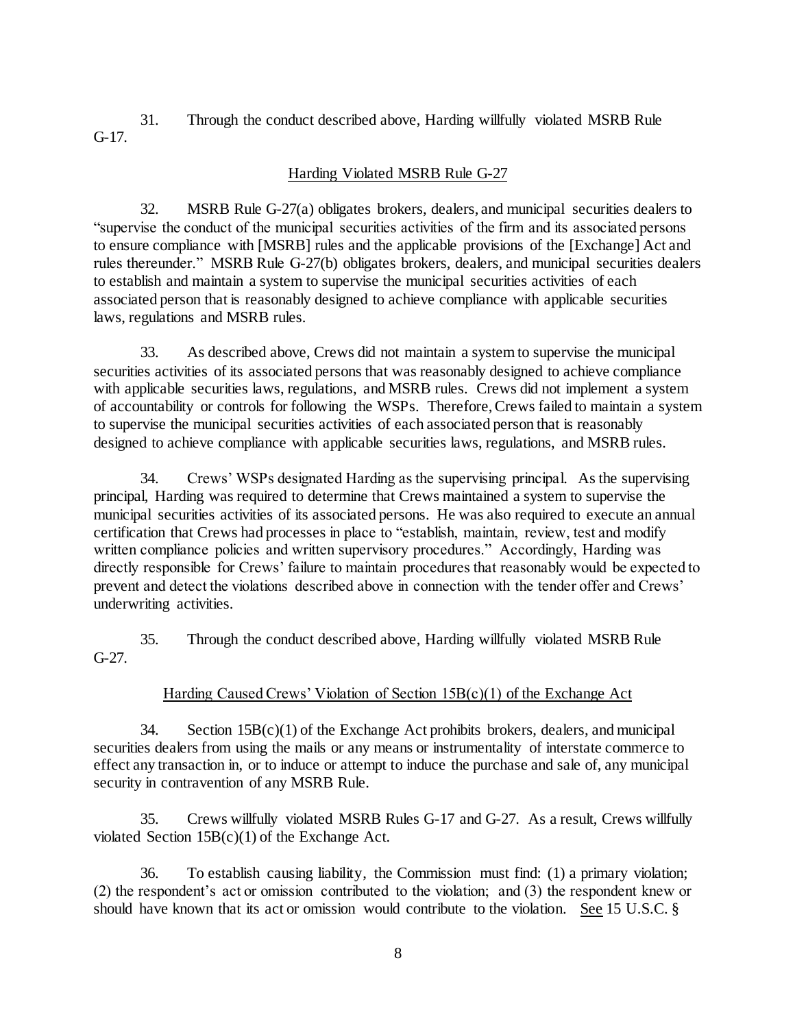31. Through the conduct described above, Harding willfully violated MSRB Rule G-17.

## Harding Violated MSRB Rule G-27

32. MSRB Rule G-27(a) obligates brokers, dealers, and municipal securities dealers to "supervise the conduct of the municipal securities activities of the firm and its associated persons to ensure compliance with [MSRB] rules and the applicable provisions of the [Exchange] Act and rules thereunder." MSRB Rule G-27(b) obligates brokers, dealers, and municipal securities dealers to establish and maintain a system to supervise the municipal securities activities of each associated person that is reasonably designed to achieve compliance with applicable securities laws, regulations and MSRB rules.

33. As described above, Crews did not maintain a system to supervise the municipal securities activities of its associated persons that was reasonably designed to achieve compliance with applicable securities laws, regulations, and MSRB rules. Crews did not implement a system of accountability or controls for following the WSPs. Therefore, Crews failed to maintain a system to supervise the municipal securities activities of each associated person that is reasonably designed to achieve compliance with applicable securities laws, regulations, and MSRB rules.

34. Crews' WSPs designated Harding as the supervising principal. As the supervising principal, Harding was required to determine that Crews maintained a system to supervise the municipal securities activities of its associated persons. He was also required to execute an annual certification that Crews had processes in place to "establish, maintain, review, test and modify written compliance policies and written supervisory procedures." Accordingly, Harding was directly responsible for Crews' failure to maintain procedures that reasonably would be expected to prevent and detect the violations described above in connection with the tender offer and Crews' underwriting activities.

35. Through the conduct described above, Harding willfully violated MSRB Rule G-27.

## Harding Caused Crews' Violation of Section 15B(c)(1) of the Exchange Act

34. Section 15B(c)(1) of the Exchange Act prohibits brokers, dealers, and municipal securities dealers from using the mails or any means or instrumentality of interstate commerce to effect any transaction in, or to induce or attempt to induce the purchase and sale of, any municipal security in contravention of any MSRB Rule.

35. Crews willfully violated MSRB Rules G-17 and G-27. As a result, Crews willfully violated Section 15B(c)(1) of the Exchange Act.

36. To establish causing liability, the Commission must find: (1) a primary violation; (2) the respondent's act or omission contributed to the violation; and (3) the respondent knew or should have known that its act or omission would contribute to the violation. See 15 U.S.C. §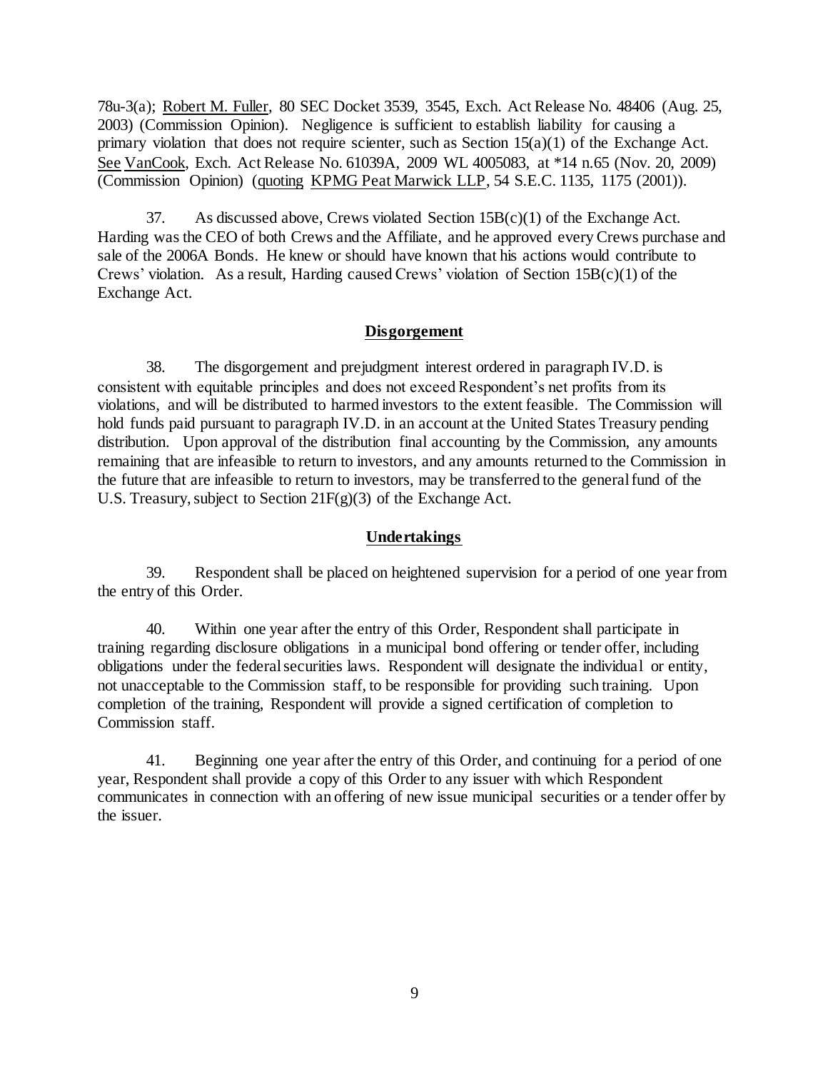78u-3(a); Robert M. Fuller, 80 SEC Docket 3539, 3545, Exch. Act Release No. 48406 (Aug. 25, 2003) (Commission Opinion). Negligence is sufficient to establish liability for causing a primary violation that does not require scienter, such as Section 15(a)(1) of the Exchange Act. See VanCook, Exch. Act Release No. 61039A, 2009 WL 4005083, at *14 n.65 (Nov. 20, 2009) (Commission Opinion) (quoting KPMG Peat Marwick LLP, 54 S.E.C. 1135, 1175 (2001)).

37. As discussed above, Crews violated Section 15B(c)(1) of the Exchange Act. Harding was the CEO of both Crews and the Affiliate, and he approved every Crews purchase and sale of the 2006A Bonds. He knew or should have known that his actions would contribute to Crews' violation. As a result, Harding caused Crews' violation of Section 15B(c)(1) of the Exchange Act.

## Disgorgement

38. The disgorgement and prejudgment interest ordered in paragraph IV.D. is consistent with equitable principles and does not exceed Respondent's net profits from its violations, and will be distributed to harmed investors to the extent feasible. The Commission will hold funds paid pursuant to paragraph IV.D. in an account at the United States Treasury pending distribution. Upon approval of the distribution final accounting by the Commission, any amounts remaining that are infeasible to return to investors, and any amounts returned to the Commission in the future that are infeasible to return to investors, may be transferred to the general fund of the U.S. Treasury, subject to Section 21F(g)(3) of the Exchange Act.

## Undertakings

39. Respondent shall be placed on heightened supervision for a period of one year from the entry of this Order.

40. Within one year after the entry of this Order, Respondent shall participate in training regarding disclosure obligations in a municipal bond offering or tender offer, including obligations under the federal securities laws. Respondent will designate the individual or entity, not unacceptable to the Commission staff, to be responsible for providing such training. Upon completion of the training, Respondent will provide a signed certification of completion to Commission staff.

41. Beginning one year after the entry of this Order, and continuing for a period of one year, Respondent shall provide a copy of this Order to any issuer with which Respondent communicates in connection with an offering of new issue municipal securities or a tender offer by the issuer.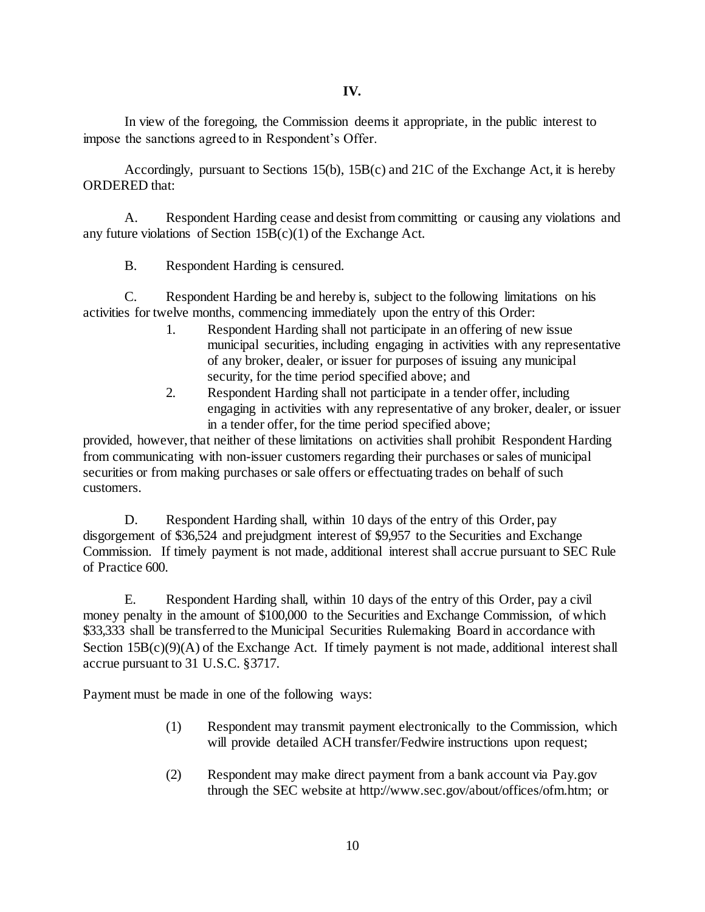**IV.**

In view of the foregoing, the Commission deems it appropriate, in the public interest to impose the sanctions agreed to in Respondent's Offer.

Accordingly, pursuant to Sections 15(b), 15B(c) and 21C of the Exchange Act, it is hereby ORDERED that:

A. Respondent Harding cease and desist from committing or causing any violations and any future violations of Section 15B(c)(1) of the Exchange Act.

B. Respondent Harding is censured.

C. Respondent Harding be and hereby is, subject to the following limitations on his activities for twelve months, commencing immediately upon the entry of this Order:

1. Respondent Harding shall not participate in an offering of new issue municipal securities, including engaging in activities with any representative of any broker, dealer, or issuer for purposes of issuing any municipal security, for the time period specified above; and
2. Respondent Harding shall not participate in a tender offer, including engaging in activities with any representative of any broker, dealer, or issuer in a tender offer, for the time period specified above;

provided, however, that neither of these limitations on activities shall prohibit Respondent Harding from communicating with non-issuer customers regarding their purchases or sales of municipal securities or from making purchases or sale offers or effectuating trades on behalf of such customers.

D. Respondent Harding shall, within 10 days of the entry of this Order, pay disgorgement of $36,524 and prejudgment interest of $9,957 to the Securities and Exchange Commission. If timely payment is not made, additional interest shall accrue pursuant to SEC Rule of Practice 600.

E. Respondent Harding shall, within 10 days of the entry of this Order, pay a civil money penalty in the amount of $100,000 to the Securities and Exchange Commission, of which $33,333 shall be transferred to the Municipal Securities Rulemaking Board in accordance with Section 15B(c)(9)(A) of the Exchange Act. If timely payment is not made, additional interest shall accrue pursuant to 31 U.S.C. §3717.

Payment must be made in one of the following ways:

(1) Respondent may transmit payment electronically to the Commission, which will provide detailed ACH transfer/Fedwire instructions upon request;

(2) Respondent may make direct payment from a bank account via Pay.gov through the SEC website at http://www.sec.gov/about/offices/ofm.htm; or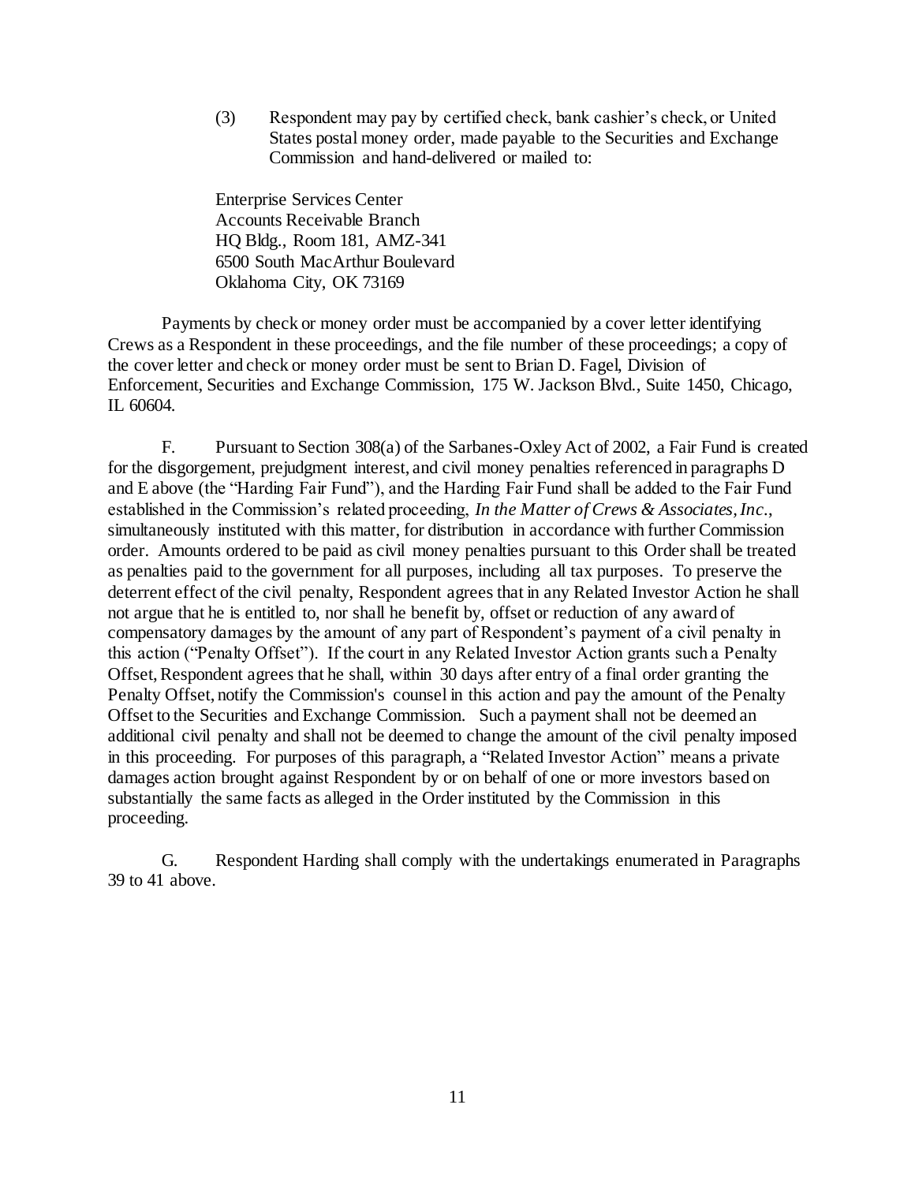(3) Respondent may pay by certified check, bank cashier's check, or United States postal money order, made payable to the Securities and Exchange Commission and hand-delivered or mailed to:

Enterprise Services Center
Accounts Receivable Branch
HQ Bldg., Room 181, AMZ-341
6500 South MacArthur Boulevard
Oklahoma City, OK 73169

Payments by check or money order must be accompanied by a cover letter identifying Crews as a Respondent in these proceedings, and the file number of these proceedings; a copy of the cover letter and check or money order must be sent to Brian D. Fagel, Division of Enforcement, Securities and Exchange Commission, 175 W. Jackson Blvd., Suite 1450, Chicago, IL 60604.

F. Pursuant to Section 308(a) of the Sarbanes-Oxley Act of 2002, a Fair Fund is created for the disgorgement, prejudgment interest, and civil money penalties referenced in paragraphs D and E above (the "Harding Fair Fund"), and the Harding Fair Fund shall be added to the Fair Fund established in the Commission's related proceeding, *In the Matter of Crews & Associates, Inc.*, simultaneously instituted with this matter, for distribution in accordance with further Commission order. Amounts ordered to be paid as civil money penalties pursuant to this Order shall be treated as penalties paid to the government for all purposes, including all tax purposes. To preserve the deterrent effect of the civil penalty, Respondent agrees that in any Related Investor Action he shall not argue that he is entitled to, nor shall he benefit by, offset or reduction of any award of compensatory damages by the amount of any part of Respondent's payment of a civil penalty in this action ("Penalty Offset"). If the court in any Related Investor Action grants such a Penalty Offset, Respondent agrees that he shall, within 30 days after entry of a final order granting the Penalty Offset, notify the Commission's counsel in this action and pay the amount of the Penalty Offset to the Securities and Exchange Commission. Such a payment shall not be deemed an additional civil penalty and shall not be deemed to change the amount of the civil penalty imposed in this proceeding. For purposes of this paragraph, a "Related Investor Action" means a private damages action brought against Respondent by or on behalf of one or more investors based on substantially the same facts as alleged in the Order instituted by the Commission in this proceeding.

G. Respondent Harding shall comply with the undertakings enumerated in Paragraphs 39 to 41 above.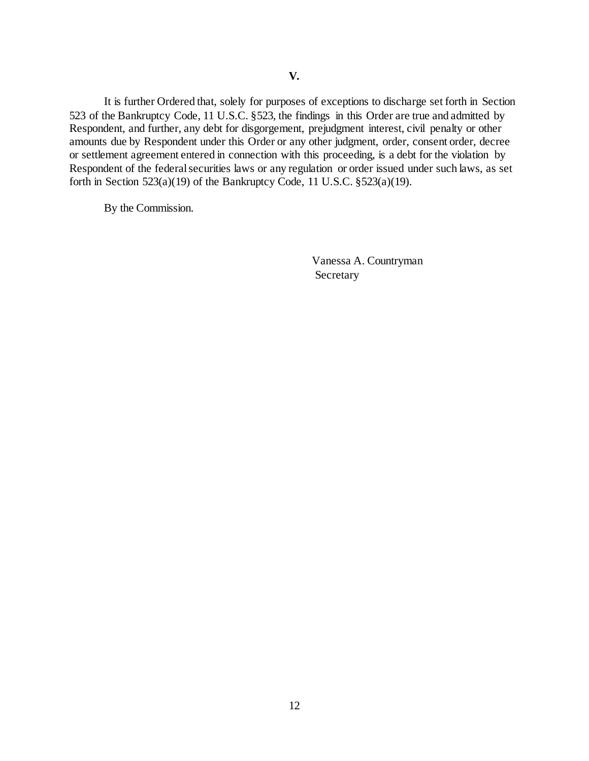**V.**

It is further Ordered that, solely for purposes of exceptions to discharge set forth in Section 523 of the Bankruptcy Code, 11 U.S.C. §523, the findings in this Order are true and admitted by Respondent, and further, any debt for disgorgement, prejudgment interest, civil penalty or other amounts due by Respondent under this Order or any other judgment, order, consent order, decree or settlement agreement entered in connection with this proceeding, is a debt for the violation by Respondent of the federal securities laws or any regulation or order issued under such laws, as set forth in Section 523(a)(19) of the Bankruptcy Code, 11 U.S.C. §523(a)(19).

By the Commission.

Vanessa A. Countryman
Secretary